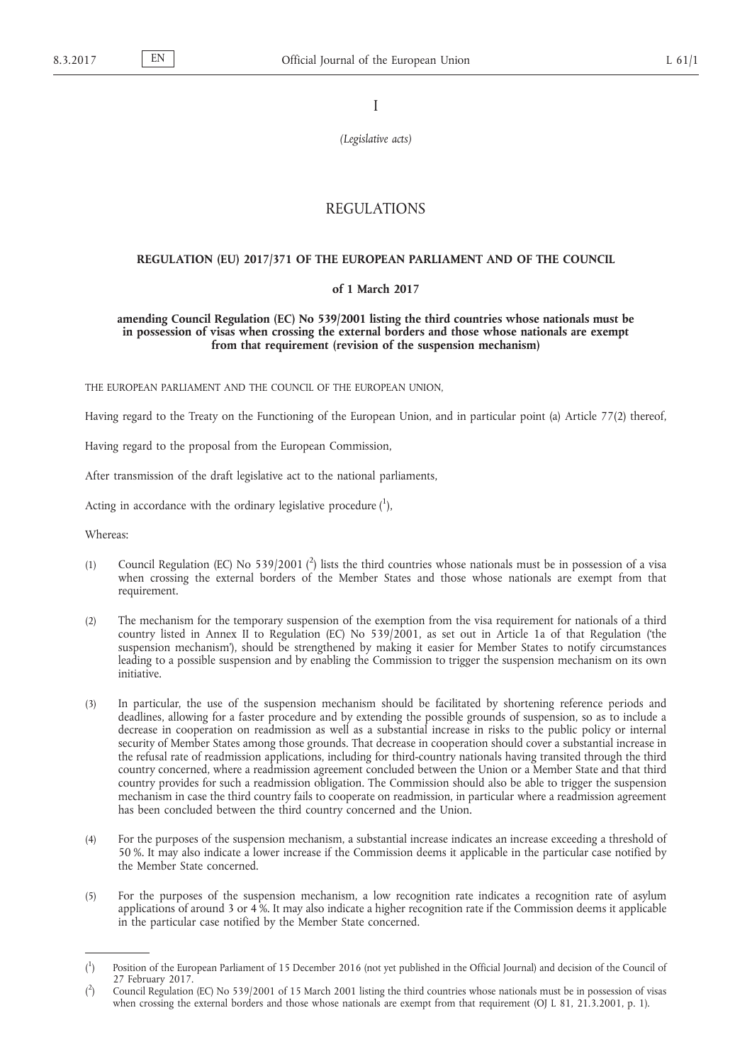I

*(Legislative acts)*

# REGULATIONS

## REGULATION (EU) 2017/371 OF THE EUROPEAN PARLIAMENT AND OF THE COUNCIL

### of 1 March 2017

### amending Council Regulation (EC) No 539/2001 listing the third countries whose nationals must be in possession of visas when crossing the external borders and those whose nationals are exempt from that requirement (revision of the suspension mechanism)

THE EUROPEAN PARLIAMENT AND THE COUNCIL OF THE EUROPEAN UNION,

Having regard to the Treaty on the Functioning of the European Union, and in particular point (a) Article 77(2) thereof,

Having regard to the proposal from the European Commission,

After transmission of the draft legislative act to the national parliaments,

Acting in accordance with the ordinary legislative procedure ([1]),

Whereas:

(1) Council Regulation (EC) No 539/2001 ([2]) lists the third countries whose nationals must be in possession of a visa when crossing the external borders of the Member States and those whose nationals are exempt from that requirement.

(2) The mechanism for the temporary suspension of the exemption from the visa requirement for nationals of a third country listed in Annex II to Regulation (EC) No 539/2001, as set out in Article 1a of that Regulation ('the suspension mechanism'), should be strengthened by making it easier for Member States to notify circumstances leading to a possible suspension and by enabling the Commission to trigger the suspension mechanism on its own initiative.

(3) In particular, the use of the suspension mechanism should be facilitated by shortening reference periods and deadlines, allowing for a faster procedure and by extending the possible grounds of suspension, so as to include a decrease in cooperation on readmission as well as a substantial increase in risks to the public policy or internal security of Member States among those grounds. That decrease in cooperation should cover a substantial increase in the refusal rate of readmission applications, including for third-country nationals having transited through the third country concerned, where a readmission agreement concluded between the Union or a Member State and that third country provides for such a readmission obligation. The Commission should also be able to trigger the suspension mechanism in case the third country fails to cooperate on readmission, in particular where a readmission agreement has been concluded between the third country concerned and the Union.

(4) For the purposes of the suspension mechanism, a substantial increase indicates an increase exceeding a threshold of 50 %. It may also indicate a lower increase if the Commission deems it applicable in the particular case notified by the Member State concerned.

(5) For the purposes of the suspension mechanism, a low recognition rate indicates a recognition rate of asylum applications of around 3 or 4 %. It may also indicate a higher recognition rate if the Commission deems it applicable in the particular case notified by the Member State concerned.

---

([1]) Position of the European Parliament of 15 December 2016 (not yet published in the Official Journal) and decision of the Council of 27 February 2017.

([2]) Council Regulation (EC) No 539/2001 of 15 March 2001 listing the third countries whose nationals must be in possession of visas when crossing the external borders and those whose nationals are exempt from that requirement (OJ L 81, 21.3.2001, p. 1).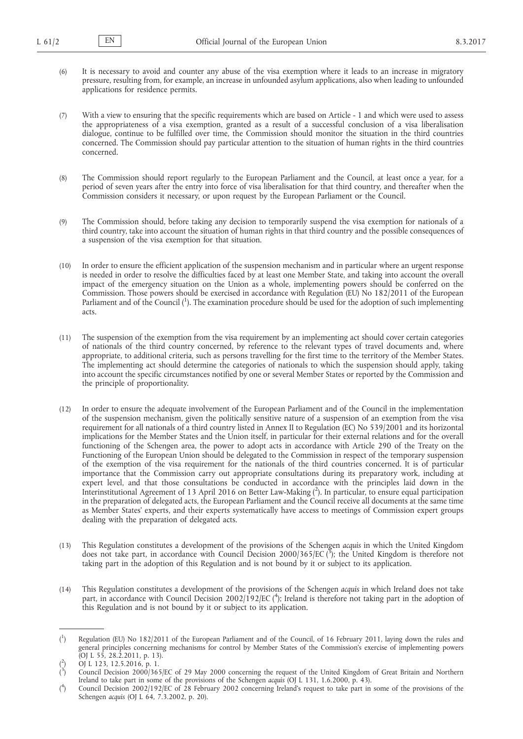(6) It is necessary to avoid and counter any abuse of the visa exemption where it leads to an increase in migratory pressure, resulting from, for example, an increase in unfounded asylum applications, also when leading to unfounded applications for residence permits.

(7) With a view to ensuring that the specific requirements which are based on Article - 1 and which were used to assess the appropriateness of a visa exemption, granted as a result of a successful conclusion of a visa liberalisation dialogue, continue to be fulfilled over time, the Commission should monitor the situation in the third countries concerned. The Commission should pay particular attention to the situation of human rights in the third countries concerned.

(8) The Commission should report regularly to the European Parliament and the Council, at least once a year, for a period of seven years after the entry into force of visa liberalisation for that third country, and thereafter when the Commission considers it necessary, or upon request by the European Parliament or the Council.

(9) The Commission should, before taking any decision to temporarily suspend the visa exemption for nationals of a third country, take into account the situation of human rights in that third country and the possible consequences of a suspension of the visa exemption for that situation.

(10) In order to ensure the efficient application of the suspension mechanism and in particular where an urgent response is needed in order to resolve the difficulties faced by at least one Member State, and taking into account the overall impact of the emergency situation on the Union as a whole, implementing powers should be conferred on the Commission. Those powers should be exercised in accordance with Regulation (EU) No 182/2011 of the European Parliament and of the Council [1]. The examination procedure should be used for the adoption of such implementing acts.

(11) The suspension of the exemption from the visa requirement by an implementing act should cover certain categories of nationals of the third country concerned, by reference to the relevant types of travel documents and, where appropriate, to additional criteria, such as persons travelling for the first time to the territory of the Member States. The implementing act should determine the categories of nationals to which the suspension should apply, taking into account the specific circumstances notified by one or several Member States or reported by the Commission and the principle of proportionality.

(12) In order to ensure the adequate involvement of the European Parliament and of the Council in the implementation of the suspension mechanism, given the politically sensitive nature of a suspension of an exemption from the visa requirement for all nationals of a third country listed in Annex II to Regulation (EC) No 539/2001 and its horizontal implications for the Member States and the Union itself, in particular for their external relations and for the overall functioning of the Schengen area, the power to adopt acts in accordance with Article 290 of the Treaty on the Functioning of the European Union should be delegated to the Commission in respect of the temporary suspension of the exemption of the visa requirement for the nationals of the third countries concerned. It is of particular importance that the Commission carry out appropriate consultations during its preparatory work, including at expert level, and that those consultations be conducted in accordance with the principles laid down in the Interinstitutional Agreement of 13 April 2016 on Better Law-Making [2]. In particular, to ensure equal participation in the preparation of delegated acts, the European Parliament and the Council receive all documents at the same time as Member States' experts, and their experts systematically have access to meetings of Commission expert groups dealing with the preparation of delegated acts.

(13) This Regulation constitutes a development of the provisions of the Schengen *acquis* in which the United Kingdom does not take part, in accordance with Council Decision 2000/365/EC [3]; the United Kingdom is therefore not taking part in the adoption of this Regulation and is not bound by it or subject to its application.

(14) This Regulation constitutes a development of the provisions of the Schengen *acquis* in which Ireland does not take part, in accordance with Council Decision 2002/192/EC [4]; Ireland is therefore not taking part in the adoption of this Regulation and is not bound by it or subject to its application.

---

[1] Regulation (EU) No 182/2011 of the European Parliament and of the Council, of 16 February 2011, laying down the rules and general principles concerning mechanisms for control by Member States of the Commission's exercise of implementing powers (OJ L 55, 28.2.2011, p. 13).

[2] OJ L 123, 12.5.2016, p. 1.

[3] Council Decision 2000/365/EC of 29 May 2000 concerning the request of the United Kingdom of Great Britain and Northern Ireland to take part in some of the provisions of the Schengen *acquis* (OJ L 131, 1.6.2000, p. 43).

[4] Council Decision 2002/192/EC of 28 February 2002 concerning Ireland's request to take part in some of the provisions of the Schengen *acquis* (OJ L 64, 7.3.2002, p. 20).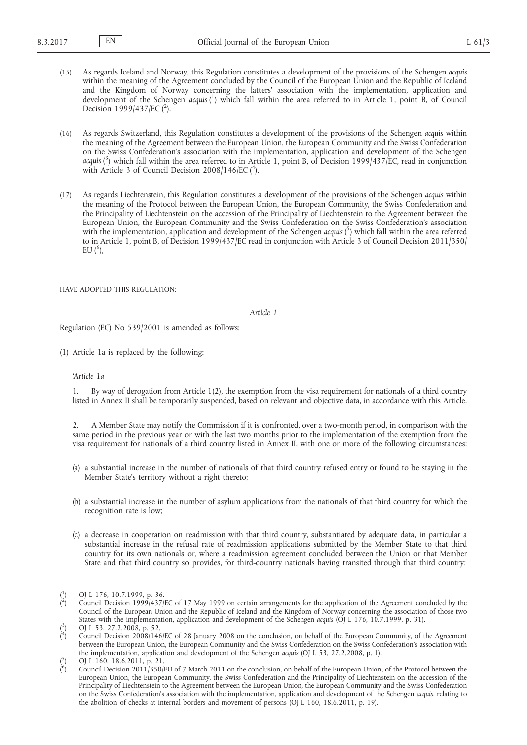(15) As regards Iceland and Norway, this Regulation constitutes a development of the provisions of the Schengen *acquis* within the meaning of the Agreement concluded by the Council of the European Union and the Republic of Iceland and the Kingdom of Norway concerning the latters' association with the implementation, application and development of the Schengen *acquis* [1] which fall within the area referred to in Article 1, point B, of Council Decision 1999/437/EC [2].

(16) As regards Switzerland, this Regulation constitutes a development of the provisions of the Schengen *acquis* within the meaning of the Agreement between the European Union, the European Community and the Swiss Confederation on the Swiss Confederation's association with the implementation, application and development of the Schengen *acquis* [3] which fall within the area referred to in Article 1, point B, of Decision 1999/437/EC, read in conjunction with Article 3 of Council Decision 2008/146/EC [4].

(17) As regards Liechtenstein, this Regulation constitutes a development of the provisions of the Schengen *acquis* within the meaning of the Protocol between the European Union, the European Community, the Swiss Confederation and the Principality of Liechtenstein on the accession of the Principality of Liechtenstein to the Agreement between the European Union, the European Community and the Swiss Confederation on the Swiss Confederation's association with the implementation, application and development of the Schengen *acquis* [5] which fall within the area referred to in Article 1, point B, of Decision 1999/437/EC read in conjunction with Article 3 of Council Decision 2011/350/EU [6],

HAVE ADOPTED THIS REGULATION:

*Article 1*

Regulation (EC) No 539/2001 is amended as follows:

(1) Article 1a is replaced by the following:

'*Article 1a*

1. By way of derogation from Article 1(2), the exemption from the visa requirement for nationals of a third country listed in Annex II shall be temporarily suspended, based on relevant and objective data, in accordance with this Article.

2. A Member State may notify the Commission if it is confronted, over a two-month period, in comparison with the same period in the previous year or with the last two months prior to the implementation of the exemption from the visa requirement for nationals of a third country listed in Annex II, with one or more of the following circumstances:

(a) a substantial increase in the number of nationals of that third country refused entry or found to be staying in the Member State's territory without a right thereto;

(b) a substantial increase in the number of asylum applications from the nationals of that third country for which the recognition rate is low;

(c) a decrease in cooperation on readmission with that third country, substantiated by adequate data, in particular a substantial increase in the refusal rate of readmission applications submitted by the Member State to that third country for its own nationals or, where a readmission agreement concluded between the Union or that Member State and that third country so provides, for third-country nationals having transited through that third country;

---

[1] OJ L 176, 10.7.1999, p. 36.

[2] Council Decision 1999/437/EC of 17 May 1999 on certain arrangements for the application of the Agreement concluded by the Council of the European Union and the Republic of Iceland and the Kingdom of Norway concerning the association of those two States with the implementation, application and development of the Schengen *acquis* (OJ L 176, 10.7.1999, p. 31).

[3] OJ L 53, 27.2.2008, p. 52.

[4] Council Decision 2008/146/EC of 28 January 2008 on the conclusion, on behalf of the European Community, of the Agreement between the European Union, the European Community and the Swiss Confederation on the Swiss Confederation's association with the implementation, application and development of the Schengen *acquis* (OJ L 53, 27.2.2008, p. 1).

[5] OJ L 160, 18.6.2011, p. 21.

[6] Council Decision 2011/350/EU of 7 March 2011 on the conclusion, on behalf of the European Union, of the Protocol between the European Union, the European Community, the Swiss Confederation and the Principality of Liechtenstein on the accession of the Principality of Liechtenstein to the Agreement between the European Union, the European Community and the Swiss Confederation on the Swiss Confederation's association with the implementation, application and development of the Schengen *acquis*, relating to the abolition of checks at internal borders and movement of persons (OJ L 160, 18.6.2011, p. 19).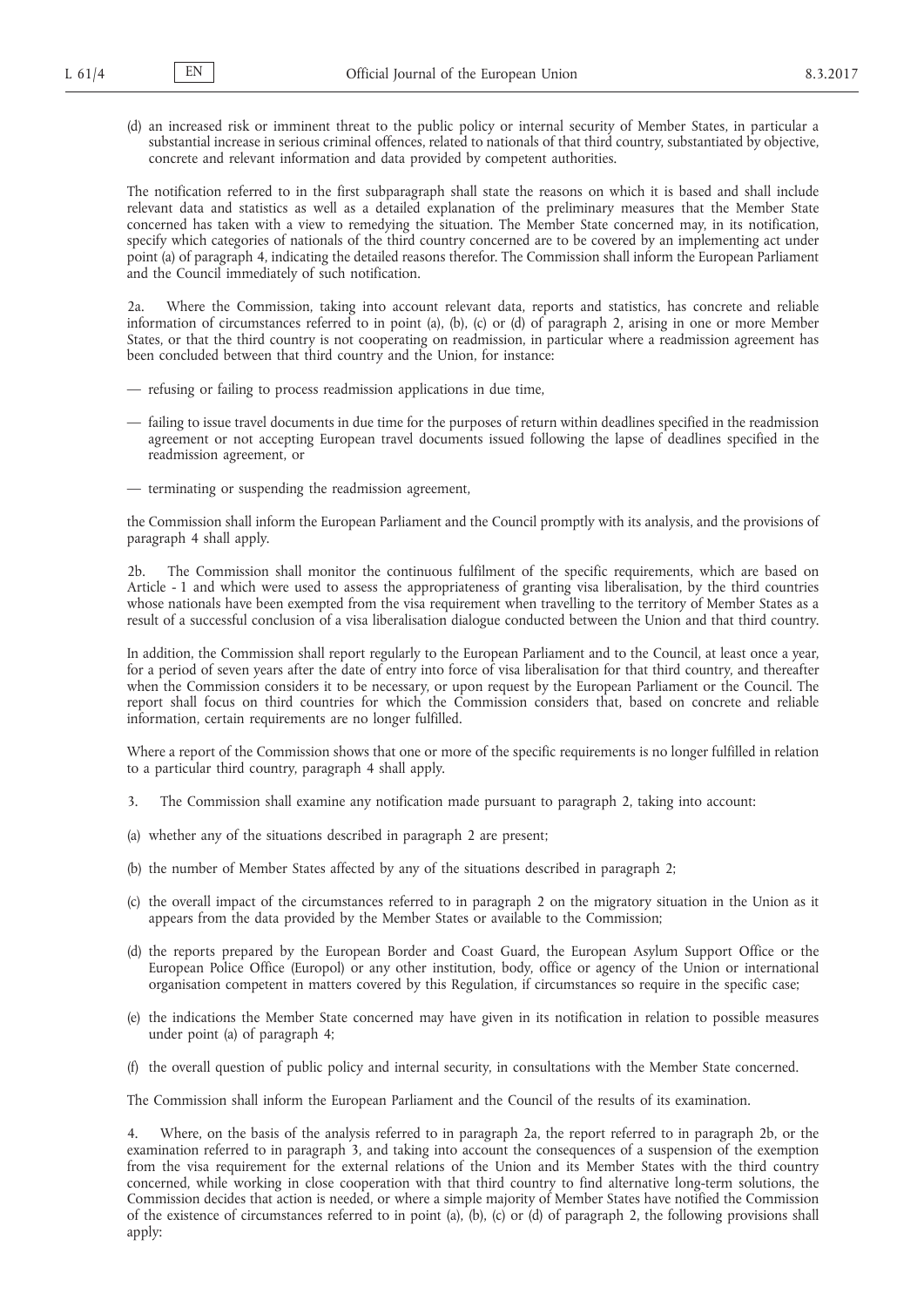(d) an increased risk or imminent threat to the public policy or internal security of Member States, in particular a substantial increase in serious criminal offences, related to nationals of that third country, substantiated by objective, concrete and relevant information and data provided by competent authorities.

The notification referred to in the first subparagraph shall state the reasons on which it is based and shall include relevant data and statistics as well as a detailed explanation of the preliminary measures that the Member State concerned has taken with a view to remedying the situation. The Member State concerned may, in its notification, specify which categories of nationals of the third country concerned are to be covered by an implementing act under point (a) of paragraph 4, indicating the detailed reasons therefor. The Commission shall inform the European Parliament and the Council immediately of such notification.

2a. Where the Commission, taking into account relevant data, reports and statistics, has concrete and reliable information of circumstances referred to in point (a), (b), (c) or (d) of paragraph 2, arising in one or more Member States, or that the third country is not cooperating on readmission, in particular where a readmission agreement has been concluded between that third country and the Union, for instance:

— refusing or failing to process readmission applications in due time,

— failing to issue travel documents in due time for the purposes of return within deadlines specified in the readmission agreement or not accepting European travel documents issued following the lapse of deadlines specified in the readmission agreement, or

— terminating or suspending the readmission agreement,

the Commission shall inform the European Parliament and the Council promptly with its analysis, and the provisions of paragraph 4 shall apply.

2b. The Commission shall monitor the continuous fulfilment of the specific requirements, which are based on Article - 1 and which were used to assess the appropriateness of granting visa liberalisation, by the third countries whose nationals have been exempted from the visa requirement when travelling to the territory of Member States as a result of a successful conclusion of a visa liberalisation dialogue conducted between the Union and that third country.

In addition, the Commission shall report regularly to the European Parliament and to the Council, at least once a year, for a period of seven years after the date of entry into force of visa liberalisation for that third country, and thereafter when the Commission considers it to be necessary, or upon request by the European Parliament or the Council. The report shall focus on third countries for which the Commission considers that, based on concrete and reliable information, certain requirements are no longer fulfilled.

Where a report of the Commission shows that one or more of the specific requirements is no longer fulfilled in relation to a particular third country, paragraph 4 shall apply.

3. The Commission shall examine any notification made pursuant to paragraph 2, taking into account:

(a) whether any of the situations described in paragraph 2 are present;

(b) the number of Member States affected by any of the situations described in paragraph 2;

(c) the overall impact of the circumstances referred to in paragraph 2 on the migratory situation in the Union as it appears from the data provided by the Member States or available to the Commission;

(d) the reports prepared by the European Border and Coast Guard, the European Asylum Support Office or the European Police Office (Europol) or any other institution, body, office or agency of the Union or international organisation competent in matters covered by this Regulation, if circumstances so require in the specific case;

(e) the indications the Member State concerned may have given in its notification in relation to possible measures under point (a) of paragraph 4;

(f) the overall question of public policy and internal security, in consultations with the Member State concerned.

The Commission shall inform the European Parliament and the Council of the results of its examination.

4. Where, on the basis of the analysis referred to in paragraph 2a, the report referred to in paragraph 2b, or the examination referred to in paragraph 3, and taking into account the consequences of a suspension of the exemption from the visa requirement for the external relations of the Union and its Member States with the third country concerned, while working in close cooperation with that third country to find alternative long-term solutions, the Commission decides that action is needed, or where a simple majority of Member States have notified the Commission of the existence of circumstances referred to in point (a), (b), (c) or (d) of paragraph 2, the following provisions shall apply: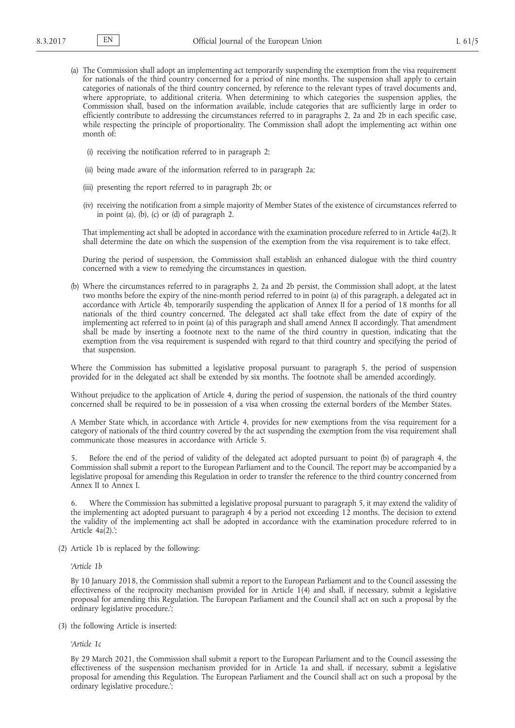(a) The Commission shall adopt an implementing act temporarily suspending the exemption from the visa requirement for nationals of the third country concerned for a period of nine months. The suspension shall apply to certain categories of nationals of the third country concerned, by reference to the relevant types of travel documents and, where appropriate, to additional criteria. When determining to which categories the suspension applies, the Commission shall, based on the information available, include categories that are sufficiently large in order to efficiently contribute to addressing the circumstances referred to in paragraphs 2, 2a and 2b in each specific case, while respecting the principle of proportionality. The Commission shall adopt the implementing act within one month of:

   (i) receiving the notification referred to in paragraph 2;

   (ii) being made aware of the information referred to in paragraph 2a;

   (iii) presenting the report referred to in paragraph 2b; or

   (iv) receiving the notification from a simple majority of Member States of the existence of circumstances referred to in point (a), (b), (c) or (d) of paragraph 2.

   That implementing act shall be adopted in accordance with the examination procedure referred to in Article 4a(2). It shall determine the date on which the suspension of the exemption from the visa requirement is to take effect.

   During the period of suspension, the Commission shall establish an enhanced dialogue with the third country concerned with a view to remedying the circumstances in question.

(b) Where the circumstances referred to in paragraphs 2, 2a and 2b persist, the Commission shall adopt, at the latest two months before the expiry of the nine-month period referred to in point (a) of this paragraph, a delegated act in accordance with Article 4b, temporarily suspending the application of Annex II for a period of 18 months for all nationals of the third country concerned. The delegated act shall take effect from the date of expiry of the implementing act referred to in point (a) of this paragraph and shall amend Annex II accordingly. That amendment shall be made by inserting a footnote next to the name of the third country in question, indicating that the exemption from the visa requirement is suspended with regard to that third country and specifying the period of that suspension.

Where the Commission has submitted a legislative proposal pursuant to paragraph 5, the period of suspension provided for in the delegated act shall be extended by six months. The footnote shall be amended accordingly.

Without prejudice to the application of Article 4, during the period of suspension, the nationals of the third country concerned shall be required to be in possession of a visa when crossing the external borders of the Member States.

A Member State which, in accordance with Article 4, provides for new exemptions from the visa requirement for a category of nationals of the third country covered by the act suspending the exemption from the visa requirement shall communicate those measures in accordance with Article 5.

5. Before the end of the period of validity of the delegated act adopted pursuant to point (b) of paragraph 4, the Commission shall submit a report to the European Parliament and to the Council. The report may be accompanied by a legislative proposal for amending this Regulation in order to transfer the reference to the third country concerned from Annex II to Annex I.

6. Where the Commission has submitted a legislative proposal pursuant to paragraph 5, it may extend the validity of the implementing act adopted pursuant to paragraph 4 by a period not exceeding 12 months. The decision to extend the validity of the implementing act shall be adopted in accordance with the examination procedure referred to in Article 4a(2).';

(2) Article 1b is replaced by the following:

   *'Article 1b*

   By 10 January 2018, the Commission shall submit a report to the European Parliament and to the Council assessing the effectiveness of the reciprocity mechanism provided for in Article 1(4) and shall, if necessary, submit a legislative proposal for amending this Regulation. The European Parliament and the Council shall act on such a proposal by the ordinary legislative procedure.';

(3) the following Article is inserted:

   *'Article 1c*

   By 29 March 2021, the Commission shall submit a report to the European Parliament and to the Council assessing the effectiveness of the suspension mechanism provided for in Article 1a and shall, if necessary, submit a legislative proposal for amending this Regulation. The European Parliament and the Council shall act on such a proposal by the ordinary legislative procedure.';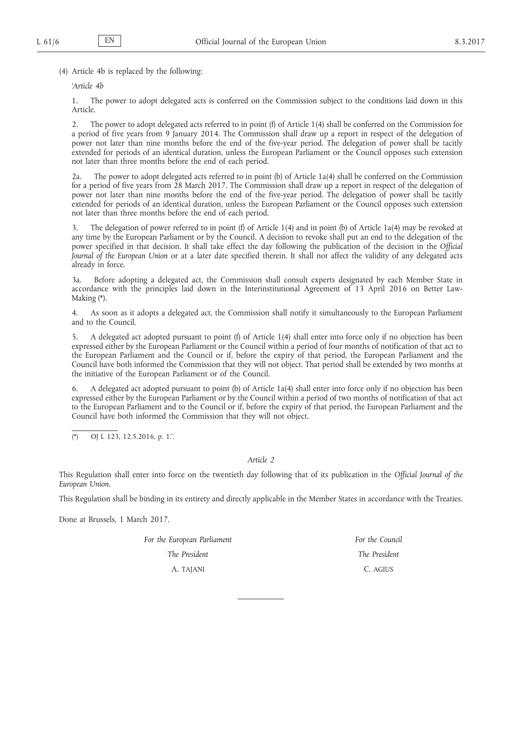(4) Article 4b is replaced by the following:

'*Article 4b*

1. The power to adopt delegated acts is conferred on the Commission subject to the conditions laid down in this Article.

2. The power to adopt delegated acts referred to in point (f) of Article 1(4) shall be conferred on the Commission for a period of five years from 9 January 2014. The Commission shall draw up a report in respect of the delegation of power not later than nine months before the end of the five-year period. The delegation of power shall be tacitly extended for periods of an identical duration, unless the European Parliament or the Council opposes such extension not later than three months before the end of each period.

2a. The power to adopt delegated acts referred to in point (b) of Article 1a(4) shall be conferred on the Commission for a period of five years from 28 March 2017. The Commission shall draw up a report in respect of the delegation of power not later than nine months before the end of the five-year period. The delegation of power shall be tacitly extended for periods of an identical duration, unless the European Parliament or the Council opposes such extension not later than three months before the end of each period.

3. The delegation of power referred to in point (f) of Article 1(4) and in point (b) of Article 1a(4) may be revoked at any time by the European Parliament or by the Council. A decision to revoke shall put an end to the delegation of the power specified in that decision. It shall take effect the day following the publication of the decision in the *Official Journal of the European Union* or at a later date specified therein. It shall not affect the validity of any delegated acts already in force.

3a. Before adopting a delegated act, the Commission shall consult experts designated by each Member State in accordance with the principles laid down in the Interinstitutional Agreement of 13 April 2016 on Better Law-Making (*).

4. As soon as it adopts a delegated act, the Commission shall notify it simultaneously to the European Parliament and to the Council.

5. A delegated act adopted pursuant to point (f) of Article 1(4) shall enter into force only if no objection has been expressed either by the European Parliament or the Council within a period of four months of notification of that act to the European Parliament and the Council or if, before the expiry of that period, the European Parliament and the Council have both informed the Commission that they will not object. That period shall be extended by two months at the initiative of the European Parliament or of the Council.

6. A delegated act adopted pursuant to point (b) of Article 1a(4) shall enter into force only if no objection has been expressed either by the European Parliament or by the Council within a period of two months of notification of that act to the European Parliament and to the Council or if, before the expiry of that period, the European Parliament and the Council have both informed the Commission that they will not object.

(*) OJ L 123, 12.5.2016, p. 1.'.

*Article 2*

This Regulation shall enter into force on the twentieth day following that of its publication in the *Official Journal of the European Union*.

This Regulation shall be binding in its entirety and directly applicable in the Member States in accordance with the Treaties.

Done at Brussels, 1 March 2017.

| | |
|---|---|
| *For the European Parliament* | *For the Council* |
| *The President* | *The President* |
| A. TAJANI | C. AGIUS |